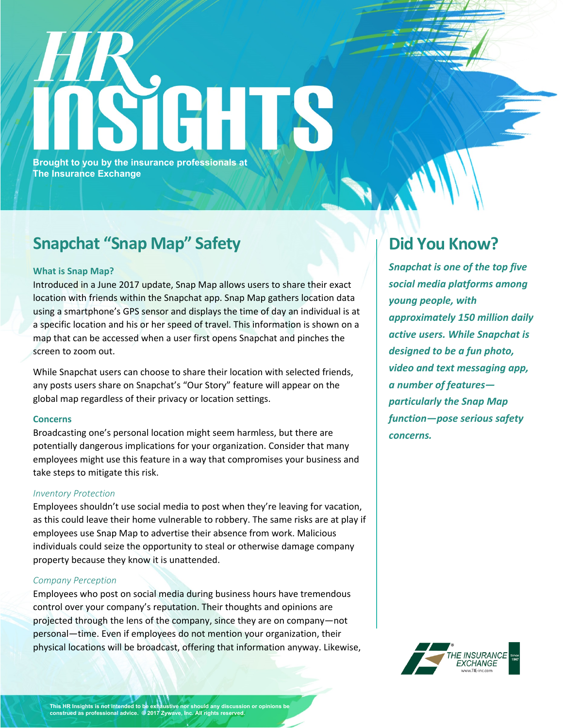# HR INSIGHTS

Brought to you by the insurance professionals at The Insurance Exchange

## Snapchat "Snap Map" Safety

### What is Snap Map?

Introduced in a June 2017 update, Snap Map allows users to share their exact location with friends within the Snapchat app. Snap Map gathers location data using a smartphone's GPS sensor and displays the time of day an individual is at a specific location and his or her speed of travel. This information is shown on a map that can be accessed when a user first opens Snapchat and pinches the screen to zoom out.

While Snapchat users can choose to share their location with selected friends, any posts users share on Snapchat's "Our Story" feature will appear on the global map regardless of their privacy or location settings.

### Concerns

Broadcasting one's personal location might seem harmless, but there are potentially dangerous implications for your organization. Consider that many employees might use this feature in a way that compromises your business and take steps to mitigate this risk.

*Inventory Protection*

Employees shouldn't use social media to post when they're leaving for vacation, as this could leave their home vulnerable to robbery. The same risks are at play if employees use Snap Map to advertise their absence from work. Malicious individuals could seize the opportunity to steal or otherwise damage company property because they know it is unattended.

*Company Perception*

Employees who post on social media during business hours have tremendous control over your company's reputation. Their thoughts and opinions are projected through the lens of the company, since they are on company—not personal—time. Even if employees do not mention your organization, their physical locations will be broadcast, offering that information anyway. Likewise,

## Did You Know?

***Snapchat is one of the top five social media platforms among young people, with approximately 150 million daily active users. While Snapchat is designed to be a fun photo, video and text messaging app, a number of features—particularly the Snap Map function—pose serious safety concerns.***

THE INSURANCE EXCHANGE Since 1967 www.TIE-inc.com

This HR Insights is not intended to be exhaustive nor should any discussion or opinions be construed as professional advice. © 2017 Zywave, Inc. All rights reserved.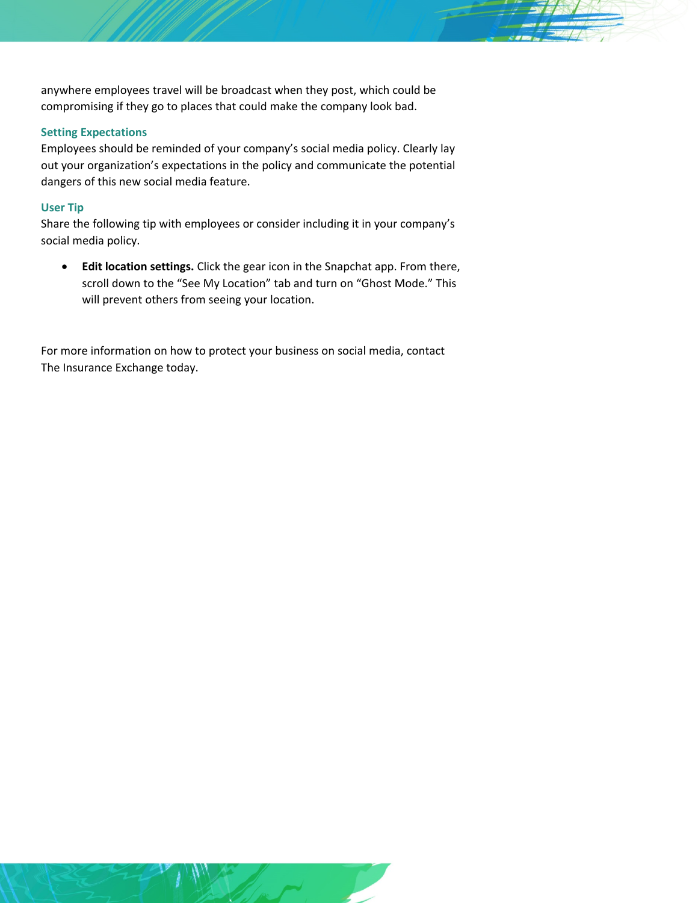anywhere employees travel will be broadcast when they post, which could be compromising if they go to places that could make the company look bad.

### Setting Expectations

Employees should be reminded of your company's social media policy. Clearly lay out your organization's expectations in the policy and communicate the potential dangers of this new social media feature.

### User Tip

Share the following tip with employees or consider including it in your company's social media policy.

- **Edit location settings.** Click the gear icon in the Snapchat app. From there, scroll down to the "See My Location" tab and turn on "Ghost Mode." This will prevent others from seeing your location.

For more information on how to protect your business on social media, contact The Insurance Exchange today.